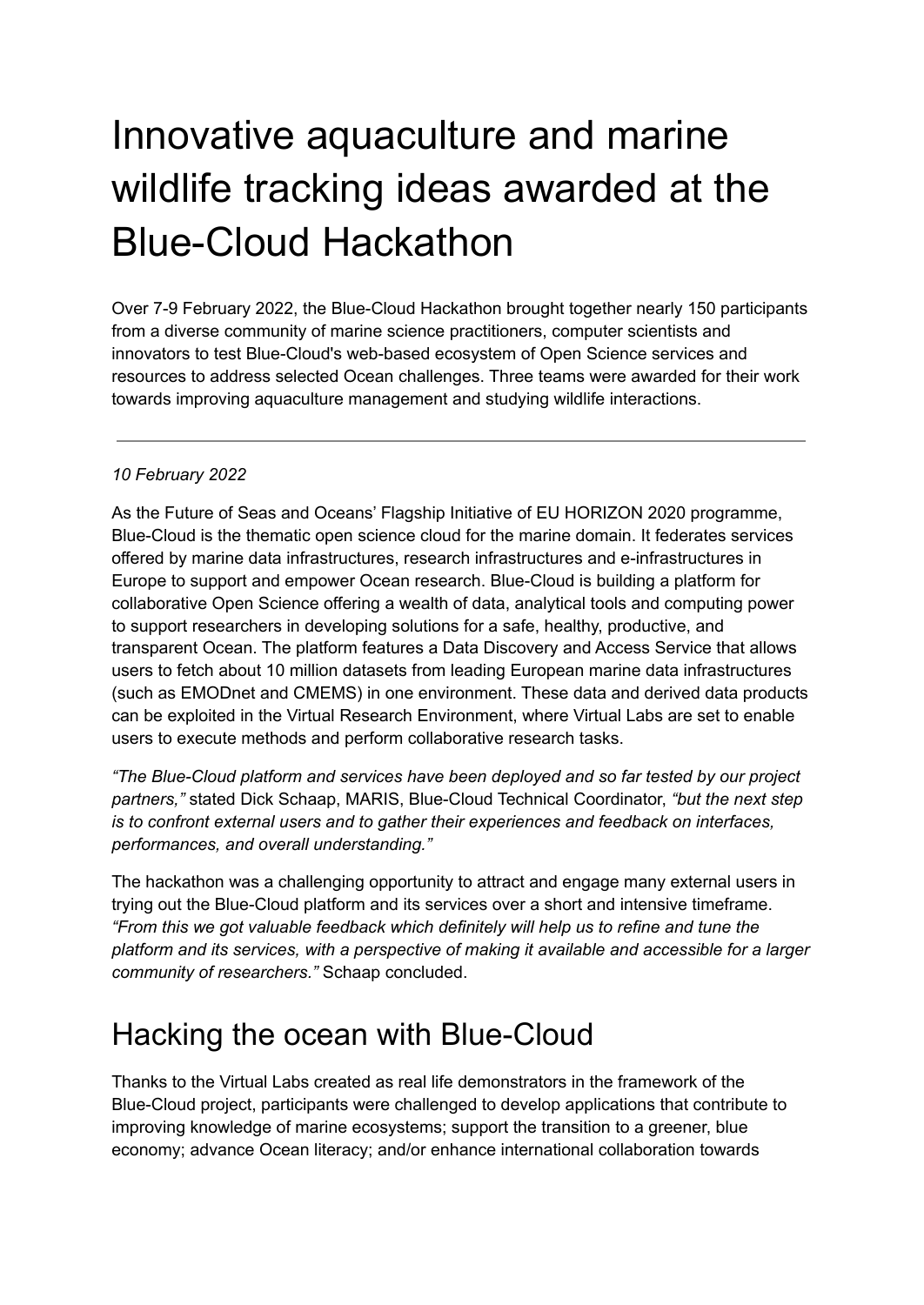# Innovative aquaculture and marine wildlife tracking ideas awarded at the Blue-Cloud Hackathon

Over 7-9 February 2022, the Blue-Cloud Hackathon brought together nearly 150 participants from a diverse community of marine science practitioners, computer scientists and innovators to test Blue-Cloud's web-based ecosystem of Open Science services and resources to address selected Ocean challenges. Three teams were awarded for their work towards improving aquaculture management and studying wildlife interactions.

---

*10 February 2022*

As the Future of Seas and Oceans' Flagship Initiative of EU HORIZON 2020 programme, Blue-Cloud is the thematic open science cloud for the marine domain. It federates services offered by marine data infrastructures, research infrastructures and e-infrastructures in Europe to support and empower Ocean research. Blue-Cloud is building a platform for collaborative Open Science offering a wealth of data, analytical tools and computing power to support researchers in developing solutions for a safe, healthy, productive, and transparent Ocean. The platform features a Data Discovery and Access Service that allows users to fetch about 10 million datasets from leading European marine data infrastructures (such as EMODnet and CMEMS) in one environment. These data and derived data products can be exploited in the Virtual Research Environment, where Virtual Labs are set to enable users to execute methods and perform collaborative research tasks.

*"The Blue-Cloud platform and services have been deployed and so far tested by our project partners,"* stated Dick Schaap, MARIS, Blue-Cloud Technical Coordinator, *"but the next step is to confront external users and to gather their experiences and feedback on interfaces, performances, and overall understanding."*

The hackathon was a challenging opportunity to attract and engage many external users in trying out the Blue-Cloud platform and its services over a short and intensive timeframe. *"From this we got valuable feedback which definitely will help us to refine and tune the platform and its services, with a perspective of making it available and accessible for a larger community of researchers."* Schaap concluded.

## Hacking the ocean with Blue-Cloud

Thanks to the Virtual Labs created as real life demonstrators in the framework of the Blue-Cloud project, participants were challenged to develop applications that contribute to improving knowledge of marine ecosystems; support the transition to a greener, blue economy; advance Ocean literacy; and/or enhance international collaboration towards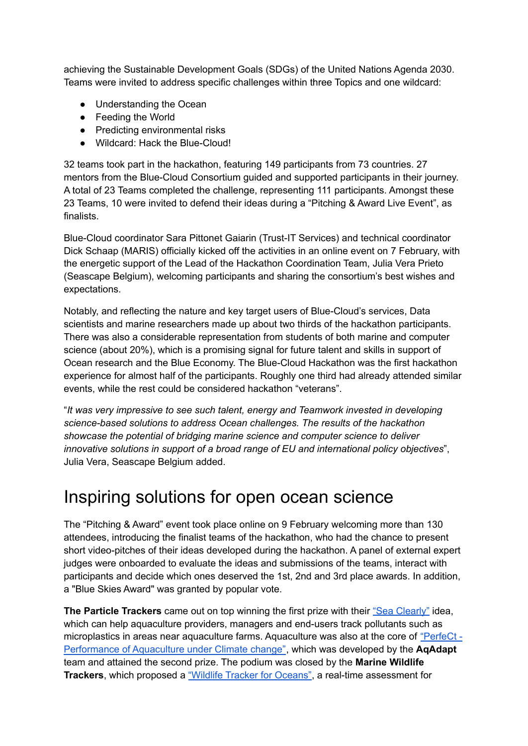achieving the Sustainable Development Goals (SDGs) of the United Nations Agenda 2030. Teams were invited to address specific challenges within three Topics and one wildcard:

- Understanding the Ocean
- Feeding the World
- Predicting environmental risks
- Wildcard: Hack the Blue-Cloud!

32 teams took part in the hackathon, featuring 149 participants from 73 countries. 27 mentors from the Blue-Cloud Consortium guided and supported participants in their journey. A total of 23 Teams completed the challenge, representing 111 participants. Amongst these 23 Teams, 10 were invited to defend their ideas during a "Pitching & Award Live Event", as finalists.

Blue-Cloud coordinator Sara Pittonet Gaiarin (Trust-IT Services) and technical coordinator Dick Schaap (MARIS) officially kicked off the activities in an online event on 7 February, with the energetic support of the Lead of the Hackathon Coordination Team, Julia Vera Prieto (Seascape Belgium), welcoming participants and sharing the consortium's best wishes and expectations.

Notably, and reflecting the nature and key target users of Blue-Cloud's services, Data scientists and marine researchers made up about two thirds of the hackathon participants. There was also a considerable representation from students of both marine and computer science (about 20%), which is a promising signal for future talent and skills in support of Ocean research and the Blue Economy. The Blue-Cloud Hackathon was the first hackathon experience for almost half of the participants. Roughly one third had already attended similar events, while the rest could be considered hackathon "veterans".

"*It was very impressive to see such talent, energy and Teamwork invested in developing science-based solutions to address Ocean challenges. The results of the hackathon showcase the potential of bridging marine science and computer science to deliver innovative solutions in support of a broad range of EU and international policy objectives*", Julia Vera, Seascape Belgium added.

# Inspiring solutions for open ocean science

The "Pitching & Award" event took place online on 9 February welcoming more than 130 attendees, introducing the finalist teams of the hackathon, who had the chance to present short video-pitches of their ideas developed during the hackathon. A panel of external expert judges were onboarded to evaluate the ideas and submissions of the teams, interact with participants and decide which ones deserved the 1st, 2nd and 3rd place awards. In addition, a "Blue Skies Award" was granted by popular vote.

**The Particle Trackers** came out on top winning the first prize with their "Sea Clearly" idea, which can help aquaculture providers, managers and end-users track pollutants such as microplastics in areas near aquaculture farms. Aquaculture was also at the core of "PerfeCt - Performance of Aquaculture under Climate change", which was developed by the **AqAdapt** team and attained the second prize. The podium was closed by the **Marine Wildlife Trackers**, which proposed a "Wildlife Tracker for Oceans", a real-time assessment for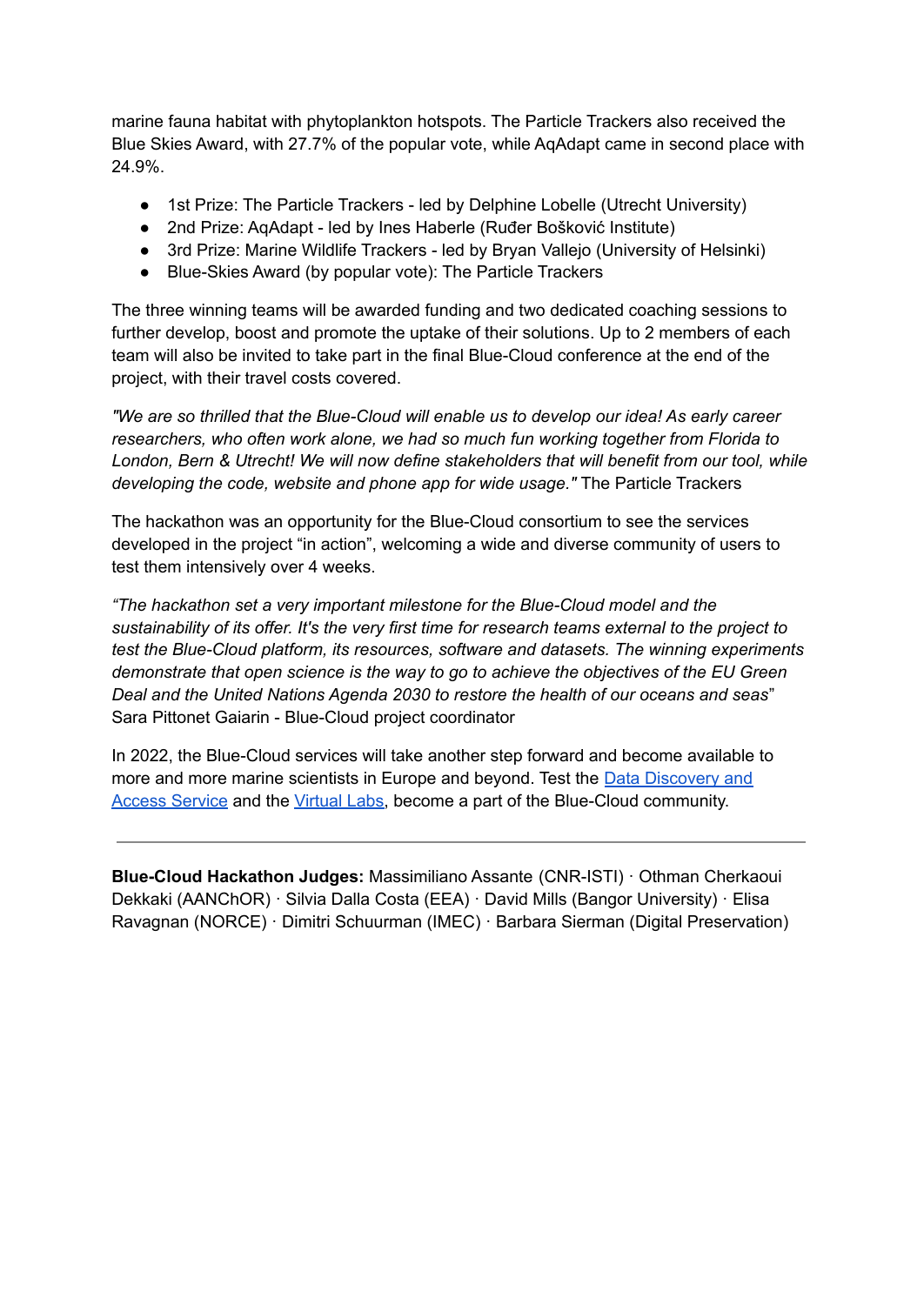marine fauna habitat with phytoplankton hotspots. The Particle Trackers also received the Blue Skies Award, with 27.7% of the popular vote, while AqAdapt came in second place with 24.9%.

- 1st Prize: The Particle Trackers - led by Delphine Lobelle (Utrecht University)
- 2nd Prize: AqAdapt - led by Ines Haberle (Ruđer Bošković Institute)
- 3rd Prize: Marine Wildlife Trackers - led by Bryan Vallejo (University of Helsinki)
- Blue-Skies Award (by popular vote): The Particle Trackers

The three winning teams will be awarded funding and two dedicated coaching sessions to further develop, boost and promote the uptake of their solutions. Up to 2 members of each team will also be invited to take part in the final Blue-Cloud conference at the end of the project, with their travel costs covered.

*"We are so thrilled that the Blue-Cloud will enable us to develop our idea! As early career researchers, who often work alone, we had so much fun working together from Florida to London, Bern & Utrecht! We will now define stakeholders that will benefit from our tool, while developing the code, website and phone app for wide usage."* The Particle Trackers

The hackathon was an opportunity for the Blue-Cloud consortium to see the services developed in the project "in action", welcoming a wide and diverse community of users to test them intensively over 4 weeks.

*"The hackathon set a very important milestone for the Blue-Cloud model and the sustainability of its offer. It's the very first time for research teams external to the project to test the Blue-Cloud platform, its resources, software and datasets. The winning experiments demonstrate that open science is the way to go to achieve the objectives of the EU Green Deal and the United Nations Agenda 2030 to restore the health of our oceans and seas"* Sara Pittonet Gaiarin - Blue-Cloud project coordinator

In 2022, the Blue-Cloud services will take another step forward and become available to more and more marine scientists in Europe and beyond. Test the Data Discovery and Access Service and the Virtual Labs, become a part of the Blue-Cloud community.

---

**Blue-Cloud Hackathon Judges:** Massimiliano Assante (CNR-ISTI) · Othman Cherkaoui Dekkaki (AANChOR) · Silvia Dalla Costa (EEA) · David Mills (Bangor University) · Elisa Ravagnan (NORCE) · Dimitri Schuurman (IMEC) · Barbara Sierman (Digital Preservation)